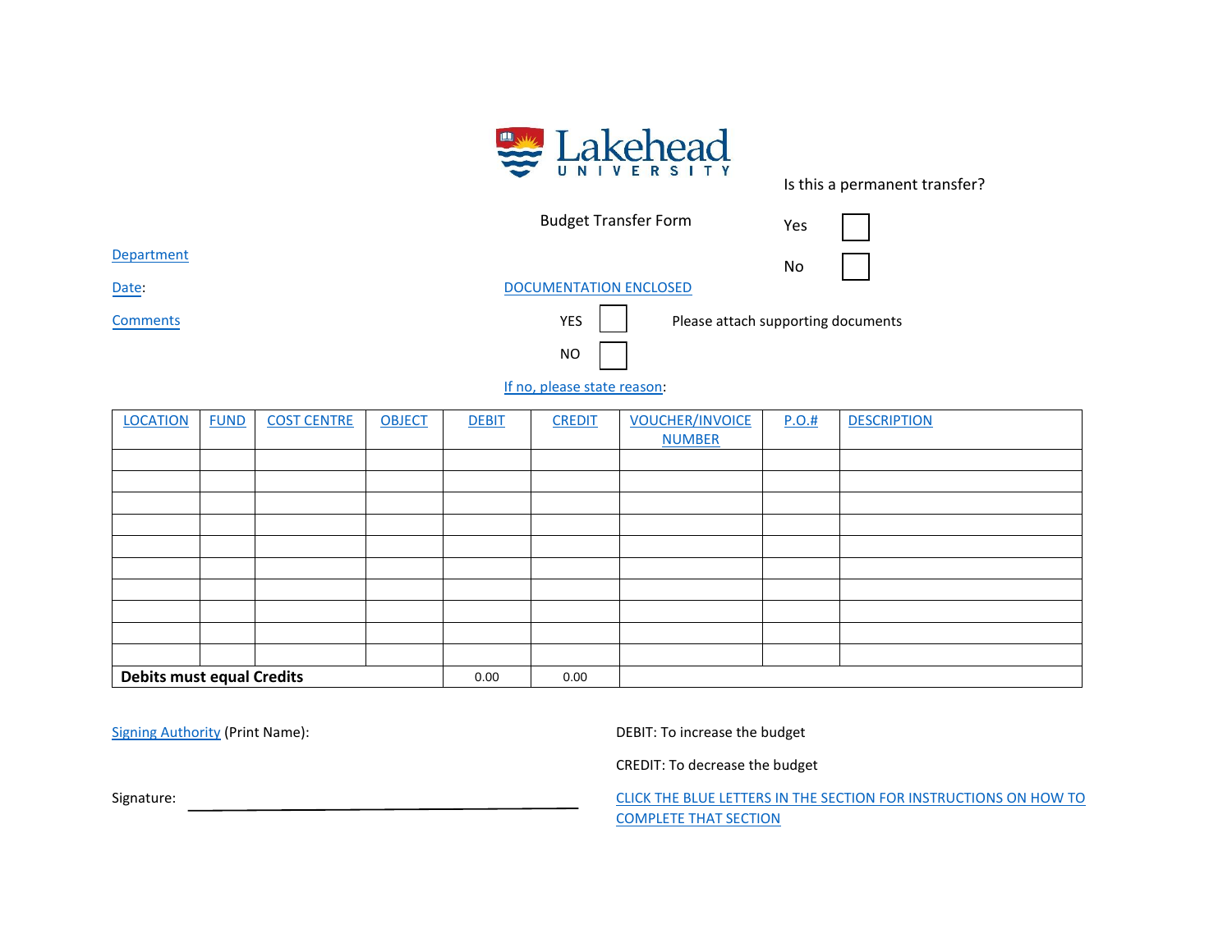Lakehead UNIVERSITY

Budget Transfer Form

Is this a permanent transfer?

Yes ☐

No ☐

Department

Date:

Comments

DOCUMENTATION ENCLOSED

YES ☐ Please attach supporting documents

NO ☐

If no, please state reason:

| LOCATION | FUND | COST CENTRE | OBJECT | DEBIT | CREDIT | VOUCHER/INVOICE NUMBER | P.O.# | DESCRIPTION |
|---|---|---|---|---|---|---|---|---|
| | | | | | | | | |
| | | | | | | | | |
| | | | | | | | | |
| | | | | | | | | |
| | | | | | | | | |
| | | | | | | | | |
| | | | | | | | | |
| | | | | | | | | |
| | | | | | | | | |
| | | | | | | | | |
| **Debits must equal Credits** | | | | 0.00 | 0.00 | | | |

Signing Authority (Print Name):

Signature: ______________________________

DEBIT: To increase the budget

CREDIT: To decrease the budget

CLICK THE BLUE LETTERS IN THE SECTION FOR INSTRUCTIONS ON HOW TO COMPLETE THAT SECTION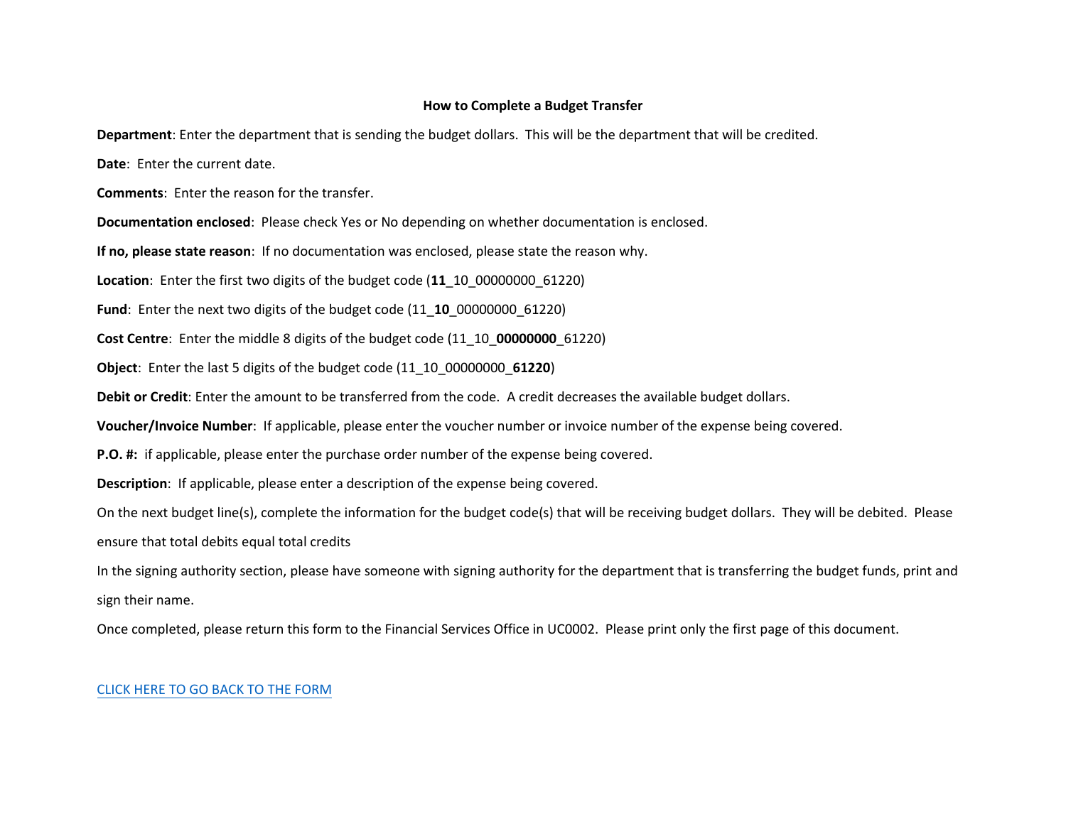**How to Complete a Budget Transfer**

**Department**: Enter the department that is sending the budget dollars. This will be the department that will be credited.

**Date**: Enter the current date.

**Comments**: Enter the reason for the transfer.

**Documentation enclosed**: Please check Yes or No depending on whether documentation is enclosed.

**If no, please state reason**: If no documentation was enclosed, please state the reason why.

**Location**: Enter the first two digits of the budget code (**11**_10_00000000_61220)

**Fund**: Enter the next two digits of the budget code (11_**10**_00000000_61220)

**Cost Centre**: Enter the middle 8 digits of the budget code (11_10_**00000000**_61220)

**Object**: Enter the last 5 digits of the budget code (11_10_00000000_**61220**)

**Debit or Credit**: Enter the amount to be transferred from the code. A credit decreases the available budget dollars.

**Voucher/Invoice Number**: If applicable, please enter the voucher number or invoice number of the expense being covered.

**P.O. #:** if applicable, please enter the purchase order number of the expense being covered.

**Description**: If applicable, please enter a description of the expense being covered.

On the next budget line(s), complete the information for the budget code(s) that will be receiving budget dollars. They will be debited. Please ensure that total debits equal total credits

In the signing authority section, please have someone with signing authority for the department that is transferring the budget funds, print and sign their name.

Once completed, please return this form to the Financial Services Office in UC0002. Please print only the first page of this document.

CLICK HERE TO GO BACK TO THE FORM